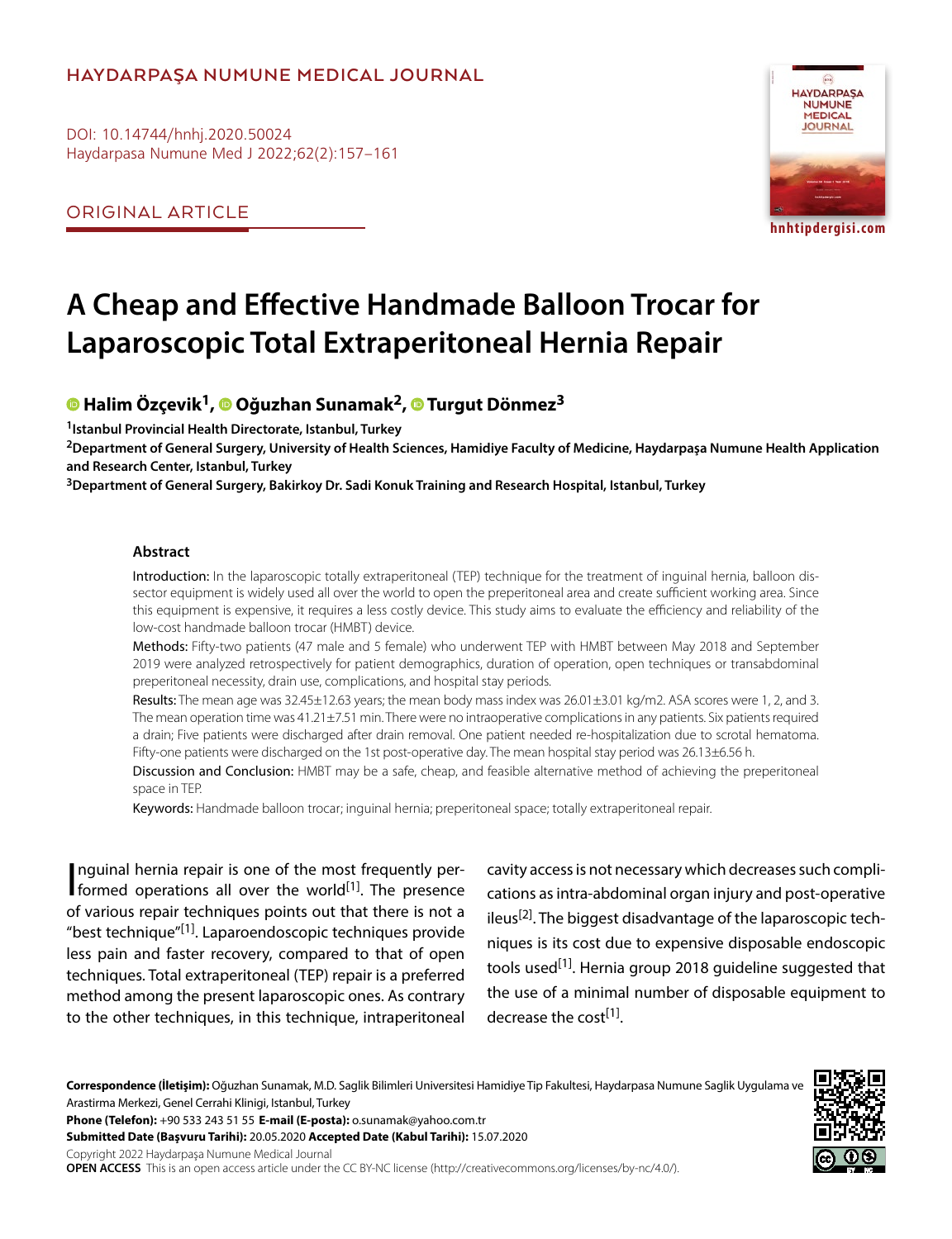HAYDARPAŞA NUMUNE MEDICAL JOURNAL

DOI: 10.14744/hnhj.2020.50024

ORIGINAL ARTICLE

# A Cheap and Effective Handmade Balloon Trocar for Laparoscopic Total Extraperitoneal Hernia Repair

**Halim Özçevik[1], Oğuzhan Sunamak[2], Turgut Dönmez[3]**

[1]Istanbul Provincial Health Directorate, Istanbul, Turkey

[2]Department of General Surgery, University of Health Sciences, Hamidiye Faculty of Medicine, Haydarpaşa Numune Health Application and Research Center, Istanbul, Turkey

[3]Department of General Surgery, Bakirkoy Dr. Sadi Konuk Training and Research Hospital, Istanbul, Turkey

## Abstract

Introduction: In the laparoscopic totally extraperitoneal (TEP) technique for the treatment of inguinal hernia, balloon dissector equipment is widely used all over the world to open the preperitoneal area and create sufficient working area. Since this equipment is expensive, it requires a less costly device. This study aims to evaluate the efficiency and reliability of the low-cost handmade balloon trocar (HMBT) device.

Methods: Fifty-two patients (47 male and 5 female) who underwent TEP with HMBT between May 2018 and September 2019 were analyzed retrospectively for patient demographics, duration of operation, open techniques or transabdominal preperitoneal necessity, drain use, complications, and hospital stay periods.

Results: The mean age was 32.45±12.63 years; the mean body mass index was 26.01±3.01 kg/m2. ASA scores were 1, 2, and 3. The mean operation time was 41.21±7.51 min. There were no intraoperative complications in any patients. Six patients required a drain; Five patients were discharged after drain removal. One patient needed re-hospitalization due to scrotal hematoma. Fifty-one patients were discharged on the 1st post-operative day. The mean hospital stay period was 26.13±6.56 h.

Discussion and Conclusion: HMBT may be a safe, cheap, and feasible alternative method of achieving the preperitoneal space in TEP.

Keywords: Handmade balloon trocar; inguinal hernia; preperitoneal space; totally extraperitoneal repair.

Inguinal hernia repair is one of the most frequently performed operations all over the world[1]. The presence of various repair techniques points out that there is not a "best technique"[1]. Laparoendoscopic techniques provide less pain and faster recovery, compared to that of open techniques. Total extraperitoneal (TEP) repair is a preferred method among the present laparoscopic ones. As contrary to the other techniques, in this technique, intraperitoneal cavity access is not necessary which decreases such complications as intra-abdominal organ injury and post-operative ileus[2]. The biggest disadvantage of the laparoscopic techniques is its cost due to expensive disposable endoscopic tools used[1]. Hernia group 2018 guideline suggested that the use of a minimal number of disposable equipment to decrease the cost[1].

**Correspondence (İletişim):** Oğuzhan Sunamak, M.D. Saglik Bilimleri Universitesi Hamidiye Tip Fakultesi, Haydarpasa Numune Saglik Uygulama ve Arastirma Merkezi, Genel Cerrahi Klinigi, Istanbul, Turkey

**Phone (Telefon):** +90 533 243 51 55 **E-mail (E-posta):** o.sunamak@yahoo.com.tr

**Submitted Date (Başvuru Tarihi):** 20.05.2020 **Accepted Date (Kabul Tarihi):** 15.07.2020

Copyright 2022 Haydarpaşa Numune Medical Journal

**OPEN ACCESS** This is an open access article under the CC BY-NC license (http://creativecommons.org/licenses/by-nc/4.0/).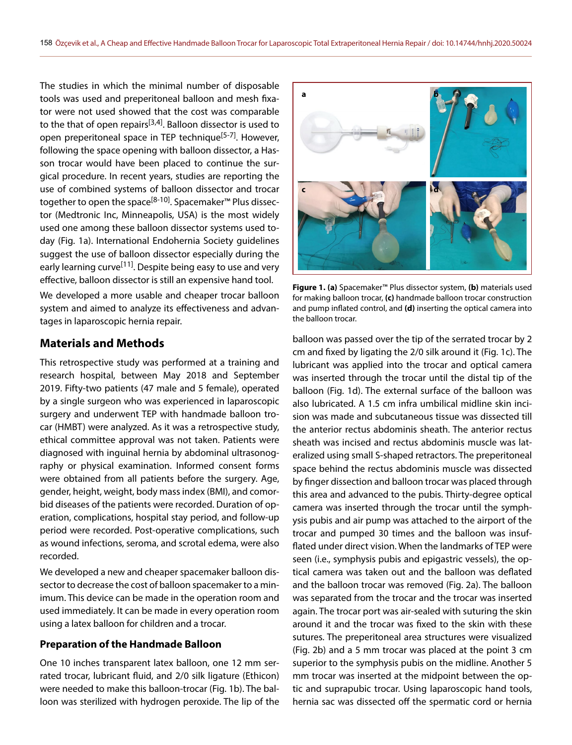The studies in which the minimal number of disposable tools was used and preperitoneal balloon and mesh fixator were not used showed that the cost was comparable to the that of open repairs[3,4]. Balloon dissector is used to open preperitoneal space in TEP technique[5-7]. However, following the space opening with balloon dissector, a Hasson trocar would have been placed to continue the surgical procedure. In recent years, studies are reporting the use of combined systems of balloon dissector and trocar together to open the space[8-10]. Spacemaker™ Plus dissector (Medtronic Inc, Minneapolis, USA) is the most widely used one among these balloon dissector systems used today (Fig. 1a). International Endohernia Society guidelines suggest the use of balloon dissector especially during the early learning curve[11]. Despite being easy to use and very effective, balloon dissector is still an expensive hand tool.

We developed a more usable and cheaper trocar balloon system and aimed to analyze its effectiveness and advantages in laparoscopic hernia repair.

## Materials and Methods

This retrospective study was performed at a training and research hospital, between May 2018 and September 2019. Fifty-two patients (47 male and 5 female), operated by a single surgeon who was experienced in laparoscopic surgery and underwent TEP with handmade balloon trocar (HMBT) were analyzed. As it was a retrospective study, ethical committee approval was not taken. Patients were diagnosed with inguinal hernia by abdominal ultrasonography or physical examination. Informed consent forms were obtained from all patients before the surgery. Age, gender, height, weight, body mass index (BMI), and comorbid diseases of the patients were recorded. Duration of operation, complications, hospital stay period, and follow-up period were recorded. Post-operative complications, such as wound infections, seroma, and scrotal edema, were also recorded.

We developed a new and cheaper spacemaker balloon dissector to decrease the cost of balloon spacemaker to a minimum. This device can be made in the operation room and used immediately. It can be made in every operation room using a latex balloon for children and a trocar.

### Preparation of the Handmade Balloon

One 10 inches transparent latex balloon, one 12 mm serrated trocar, lubricant fluid, and 2/0 silk ligature (Ethicon) were needed to make this balloon-trocar (Fig. 1b). The balloon was sterilized with hydrogen peroxide. The lip of the balloon was passed over the tip of the serrated trocar by 2 cm and fixed by ligating the 2/0 silk around it (Fig. 1c). The lubricant was applied into the trocar and optical camera was inserted through the trocar until the distal tip of the balloon (Fig. 1d). The external surface of the balloon was also lubricated. A 1.5 cm infra umbilical midline skin incision was made and subcutaneous tissue was dissected till the anterior rectus abdominis sheath. The anterior rectus sheath was incised and rectus abdominis muscle was lateralized using small S-shaped retractors. The preperitoneal space behind the rectus abdominis muscle was dissected by finger dissection and balloon trocar was placed through this area and advanced to the pubis. Thirty-degree optical camera was inserted through the trocar until the symphysis pubis and air pump was attached to the airport of the trocar and pumped 30 times and the balloon was insufflated under direct vision. When the landmarks of TEP were seen (i.e., symphysis pubis and epigastric vessels), the optical camera was taken out and the balloon was deflated and the balloon trocar was removed (Fig. 2a). The balloon was separated from the trocar and the trocar was inserted again. The trocar port was air-sealed with suturing the skin around it and the trocar was fixed to the skin with these sutures. The preperitoneal area structures were visualized (Fig. 2b) and a 5 mm trocar was placed at the point 3 cm superior to the symphysis pubis on the midline. Another 5 mm trocar was inserted at the midpoint between the optic and suprapubic trocar. Using laparoscopic hand tools, hernia sac was dissected off the spermatic cord or hernia

**Figure 1. (a)** Spacemaker™ Plus dissector system, **(b)** materials used for making balloon trocar, **(c)** handmade balloon trocar construction and pump inflated control, and **(d)** inserting the optical camera into the balloon trocar.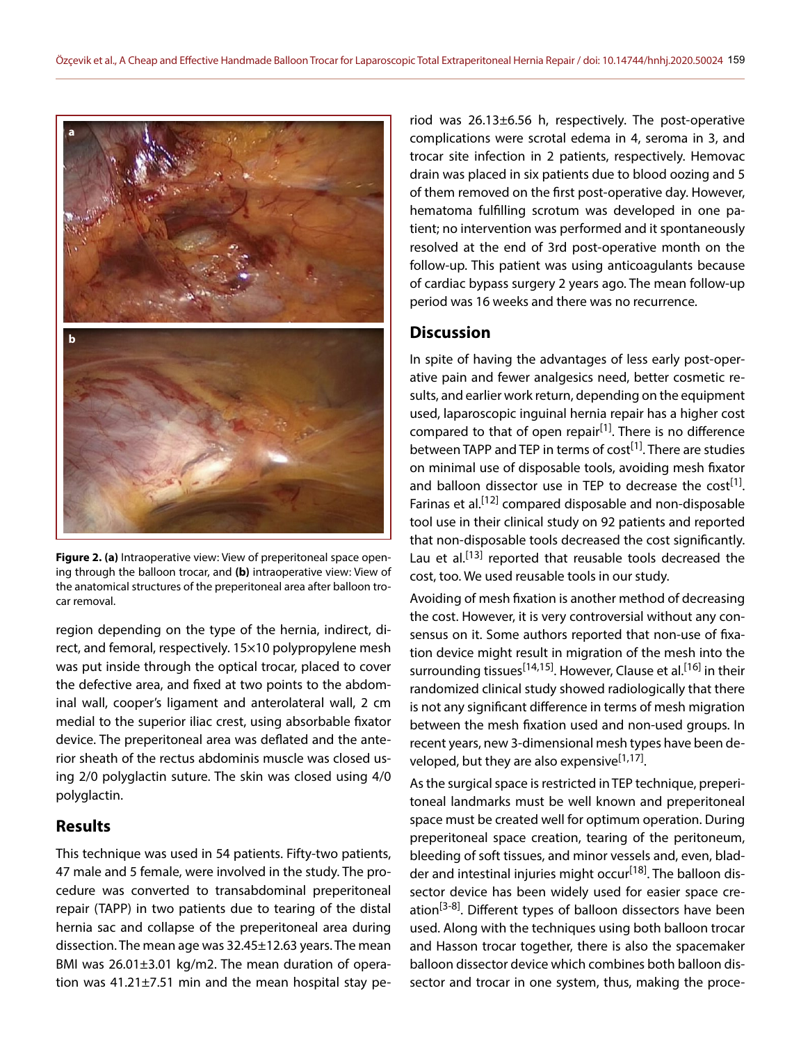**Figure 2. (a)** Intraoperative view: View of preperitoneal space opening through the balloon trocar, and **(b)** intraoperative view: View of the anatomical structures of the preperitoneal area after balloon trocar removal.

region depending on the type of the hernia, indirect, direct, and femoral, respectively. 15×10 polypropylene mesh was put inside through the optical trocar, placed to cover the defective area, and fixed at two points to the abdominal wall, cooper's ligament and anterolateral wall, 2 cm medial to the superior iliac crest, using absorbable fixator device. The preperitoneal area was deflated and the anterior sheath of the rectus abdominis muscle was closed using 2/0 polyglactin suture. The skin was closed using 4/0 polyglactin.

## Results

This technique was used in 54 patients. Fifty-two patients, 47 male and 5 female, were involved in the study. The procedure was converted to transabdominal preperitoneal repair (TAPP) in two patients due to tearing of the distal hernia sac and collapse of the preperitoneal area during dissection. The mean age was 32.45±12.63 years. The mean BMI was 26.01±3.01 kg/m2. The mean duration of operation was 41.21±7.51 min and the mean hospital stay period was 26.13±6.56 h, respectively. The post-operative complications were scrotal edema in 4, seroma in 3, and trocar site infection in 2 patients, respectively. Hemovac drain was placed in six patients due to blood oozing and 5 of them removed on the first post-operative day. However, hematoma fulfilling scrotum was developed in one patient; no intervention was performed and it spontaneously resolved at the end of 3rd post-operative month on the follow-up. This patient was using anticoagulants because of cardiac bypass surgery 2 years ago. The mean follow-up period was 16 weeks and there was no recurrence.

## Discussion

In spite of having the advantages of less early post-operative pain and fewer analgesics need, better cosmetic results, and earlier work return, depending on the equipment used, laparoscopic inguinal hernia repair has a higher cost compared to that of open repair[1]. There is no difference between TAPP and TEP in terms of cost[1]. There are studies on minimal use of disposable tools, avoiding mesh fixator and balloon dissector use in TEP to decrease the cost[1]. Farinas et al.[12] compared disposable and non-disposable tool use in their clinical study on 92 patients and reported that non-disposable tools decreased the cost significantly. Lau et al.[13] reported that reusable tools decreased the cost, too. We used reusable tools in our study.

Avoiding of mesh fixation is another method of decreasing the cost. However, it is very controversial without any consensus on it. Some authors reported that non-use of fixation device might result in migration of the mesh into the surrounding tissues[14,15]. However, Clause et al.[16] in their randomized clinical study showed radiologically that there is not any significant difference in terms of mesh migration between the mesh fixation used and non-used groups. In recent years, new 3-dimensional mesh types have been developed, but they are also expensive[1,17].

As the surgical space is restricted in TEP technique, preperitoneal landmarks must be well known and preperitoneal space must be created well for optimum operation. During preperitoneal space creation, tearing of the peritoneum, bleeding of soft tissues, and minor vessels and, even, bladder and intestinal injuries might occur[18]. The balloon dissector device has been widely used for easier space creation[3-8]. Different types of balloon dissectors have been used. Along with the techniques using both balloon trocar and Hasson trocar together, there is also the spacemaker balloon dissector device which combines both balloon dissector and trocar in one system, thus, making the proce-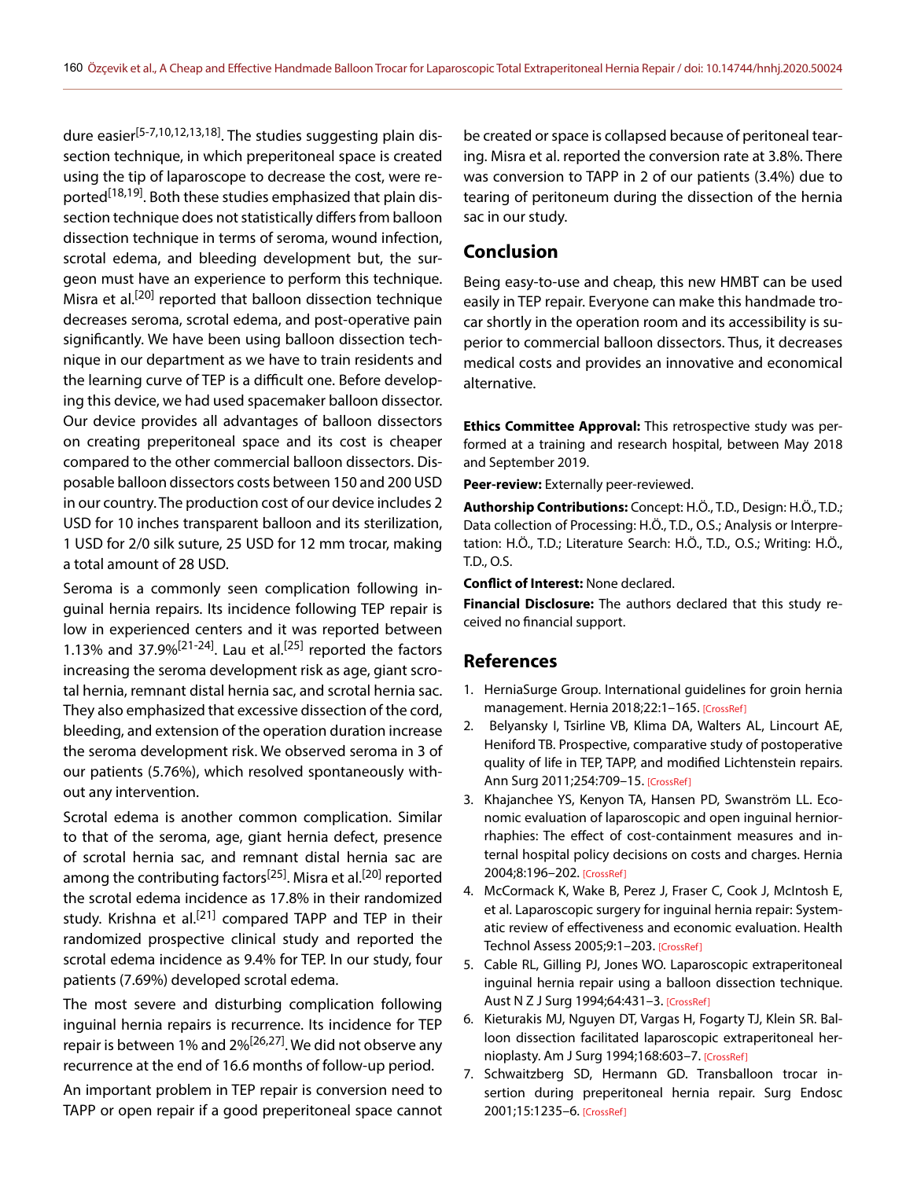dure easier[5-7,10,12,13,18]. The studies suggesting plain dissection technique, in which preperitoneal space is created using the tip of laparoscope to decrease the cost, were reported[18,19]. Both these studies emphasized that plain dissection technique does not statistically differs from balloon dissection technique in terms of seroma, wound infection, scrotal edema, and bleeding development but, the surgeon must have an experience to perform this technique. Misra et al.[20] reported that balloon dissection technique decreases seroma, scrotal edema, and post-operative pain significantly. We have been using balloon dissection technique in our department as we have to train residents and the learning curve of TEP is a difficult one. Before developing this device, we had used spacemaker balloon dissector. Our device provides all advantages of balloon dissectors on creating preperitoneal space and its cost is cheaper compared to the other commercial balloon dissectors. Disposable balloon dissectors costs between 150 and 200 USD in our country. The production cost of our device includes 2 USD for 10 inches transparent balloon and its sterilization, 1 USD for 2/0 silk suture, 25 USD for 12 mm trocar, making a total amount of 28 USD.

Seroma is a commonly seen complication following inguinal hernia repairs. Its incidence following TEP repair is low in experienced centers and it was reported between 1.13% and 37.9%[21-24]. Lau et al.[25] reported the factors increasing the seroma development risk as age, giant scrotal hernia, remnant distal hernia sac, and scrotal hernia sac. They also emphasized that excessive dissection of the cord, bleeding, and extension of the operation duration increase the seroma development risk. We observed seroma in 3 of our patients (5.76%), which resolved spontaneously without any intervention.

Scrotal edema is another common complication. Similar to that of the seroma, age, giant hernia defect, presence of scrotal hernia sac, and remnant distal hernia sac are among the contributing factors[25]. Misra et al.[20] reported the scrotal edema incidence as 17.8% in their randomized study. Krishna et al.[21] compared TAPP and TEP in their randomized prospective clinical study and reported the scrotal edema incidence as 9.4% for TEP. In our study, four patients (7.69%) developed scrotal edema.

The most severe and disturbing complication following inguinal hernia repairs is recurrence. Its incidence for TEP repair is between 1% and 2%[26,27]. We did not observe any recurrence at the end of 16.6 months of follow-up period.

An important problem in TEP repair is conversion need to TAPP or open repair if a good preperitoneal space cannot be created or space is collapsed because of peritoneal tearing. Misra et al. reported the conversion rate at 3.8%. There was conversion to TAPP in 2 of our patients (3.4%) due to tearing of peritoneum during the dissection of the hernia sac in our study.

## Conclusion

Being easy-to-use and cheap, this new HMBT can be used easily in TEP repair. Everyone can make this handmade trocar shortly in the operation room and its accessibility is superior to commercial balloon dissectors. Thus, it decreases medical costs and provides an innovative and economical alternative.

**Ethics Committee Approval:** This retrospective study was performed at a training and research hospital, between May 2018 and September 2019.

**Peer-review:** Externally peer-reviewed.

**Authorship Contributions:** Concept: H.Ö., T.D., Design: H.Ö., T.D.; Data collection of Processing: H.Ö., T.D., O.S.; Analysis or Interpretation: H.Ö., T.D.; Literature Search: H.Ö., T.D., O.S.; Writing: H.Ö., T.D., O.S.

**Conflict of Interest:** None declared.

**Financial Disclosure:** The authors declared that this study received no financial support.

## References

1. HerniaSurge Group. International guidelines for groin hernia management. Hernia 2018;22:1–165. [CrossRef]
2. Belyansky I, Tsirline VB, Klima DA, Walters AL, Lincourt AE, Heniford TB. Prospective, comparative study of postoperative quality of life in TEP, TAPP, and modified Lichtenstein repairs. Ann Surg 2011;254:709–15. [CrossRef]
3. Khajanchee YS, Kenyon TA, Hansen PD, Swanström LL. Economic evaluation of laparoscopic and open inguinal herniorrhaphies: The effect of cost-containment measures and internal hospital policy decisions on costs and charges. Hernia 2004;8:196–202. [CrossRef]
4. McCormack K, Wake B, Perez J, Fraser C, Cook J, McIntosh E, et al. Laparoscopic surgery for inguinal hernia repair: Systematic review of effectiveness and economic evaluation. Health Technol Assess 2005;9:1–203. [CrossRef]
5. Cable RL, Gilling PJ, Jones WO. Laparoscopic extraperitoneal inguinal hernia repair using a balloon dissection technique. Aust N Z J Surg 1994;64:431–3. [CrossRef]
6. Kieturakis MJ, Nguyen DT, Vargas H, Fogarty TJ, Klein SR. Balloon dissection facilitated laparoscopic extraperitoneal hernioplasty. Am J Surg 1994;168:603–7. [CrossRef]
7. Schwaitzberg SD, Hermann GD. Transballoon trocar insertion during preperitoneal hernia repair. Surg Endosc 2001;15:1235–6. [CrossRef]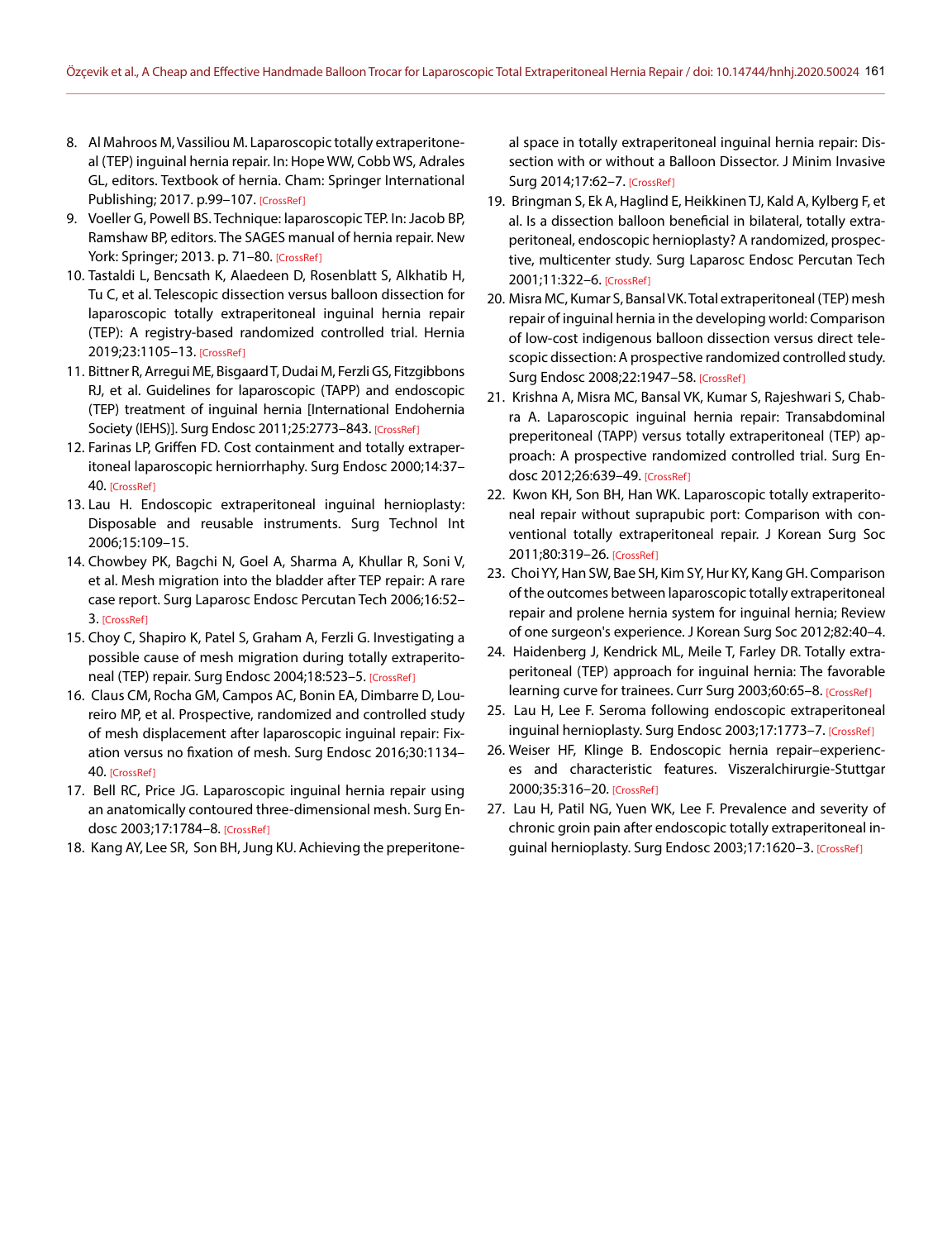8. Al Mahroos M, Vassiliou M. Laparoscopic totally extraperitoneal (TEP) inguinal hernia repair. In: Hope WW, Cobb WS, Adrales GL, editors. Textbook of hernia. Cham: Springer International Publishing; 2017. p.99–107. [CrossRef]
9. Voeller G, Powell BS. Technique: laparoscopic TEP. In: Jacob BP, Ramshaw BP, editors. The SAGES manual of hernia repair. New York: Springer; 2013. p. 71–80. [CrossRef]
10. Tastaldi L, Bencsath K, Alaedeen D, Rosenblatt S, Alkhatib H, Tu C, et al. Telescopic dissection versus balloon dissection for laparoscopic totally extraperitoneal inguinal hernia repair (TEP): A registry-based randomized controlled trial. Hernia 2019;23:1105–13. [CrossRef]
11. Bittner R, Arregui ME, Bisgaard T, Dudai M, Ferzli GS, Fitzgibbons RJ, et al. Guidelines for laparoscopic (TAPP) and endoscopic (TEP) treatment of inguinal hernia [International Endohernia Society (IEHS)]. Surg Endosc 2011;25:2773–843. [CrossRef]
12. Farinas LP, Griffen FD. Cost containment and totally extraperitoneal laparoscopic herniorrhaphy. Surg Endosc 2000;14:37–40. [CrossRef]
13. Lau H. Endoscopic extraperitoneal inguinal hernioplasty: Disposable and reusable instruments. Surg Technol Int 2006;15:109–15.
14. Chowbey PK, Bagchi N, Goel A, Sharma A, Khullar R, Soni V, et al. Mesh migration into the bladder after TEP repair: A rare case report. Surg Laparosc Endosc Percutan Tech 2006;16:52–3. [CrossRef]
15. Choy C, Shapiro K, Patel S, Graham A, Ferzli G. Investigating a possible cause of mesh migration during totally extraperitoneal (TEP) repair. Surg Endosc 2004;18:523–5. [CrossRef]
16. Claus CM, Rocha GM, Campos AC, Bonin EA, Dimbarre D, Loureiro MP, et al. Prospective, randomized and controlled study of mesh displacement after laparoscopic inguinal repair: Fixation versus no fixation of mesh. Surg Endosc 2016;30:1134–40. [CrossRef]
17. Bell RC, Price JG. Laparoscopic inguinal hernia repair using an anatomically contoured three-dimensional mesh. Surg Endosc 2003;17:1784–8. [CrossRef]
18. Kang AY, Lee SR, Son BH, Jung KU. Achieving the preperitoneal space in totally extraperitoneal inguinal hernia repair: Dissection with or without a Balloon Dissector. J Minim Invasive Surg 2014;17:62–7. [CrossRef]
19. Bringman S, Ek A, Haglind E, Heikkinen TJ, Kald A, Kylberg F, et al. Is a dissection balloon beneficial in bilateral, totally extraperitoneal, endoscopic hernioplasty? A randomized, prospective, multicenter study. Surg Laparosc Endosc Percutan Tech 2001;11:322–6. [CrossRef]
20. Misra MC, Kumar S, Bansal VK. Total extraperitoneal (TEP) mesh repair of inguinal hernia in the developing world: Comparison of low-cost indigenous balloon dissection versus direct telescopic dissection: A prospective randomized controlled study. Surg Endosc 2008;22:1947–58. [CrossRef]
21. Krishna A, Misra MC, Bansal VK, Kumar S, Rajeshwari S, Chabra A. Laparoscopic inguinal hernia repair: Transabdominal preperitoneal (TAPP) versus totally extraperitoneal (TEP) approach: A prospective randomized controlled trial. Surg Endosc 2012;26:639–49. [CrossRef]
22. Kwon KH, Son BH, Han WK. Laparoscopic totally extraperitoneal repair without suprapubic port: Comparison with conventional totally extraperitoneal repair. J Korean Surg Soc 2011;80:319–26. [CrossRef]
23. Choi YY, Han SW, Bae SH, Kim SY, Hur KY, Kang GH. Comparison of the outcomes between laparoscopic totally extraperitoneal repair and prolene hernia system for inguinal hernia; Review of one surgeon's experience. J Korean Surg Soc 2012;82:40–4.
24. Haidenberg J, Kendrick ML, Meile T, Farley DR. Totally extraperitoneal (TEP) approach for inguinal hernia: The favorable learning curve for trainees. Curr Surg 2003;60:65–8. [CrossRef]
25. Lau H, Lee F. Seroma following endoscopic extraperitoneal inguinal hernioplasty. Surg Endosc 2003;17:1773–7. [CrossRef]
26. Weiser HF, Klinge B. Endoscopic hernia repair–experiences and characteristic features. Viszeralchirurgie-Stuttgar 2000;35:316–20. [CrossRef]
27. Lau H, Patil NG, Yuen WK, Lee F. Prevalence and severity of chronic groin pain after endoscopic totally extraperitoneal inguinal hernioplasty. Surg Endosc 2003;17:1620–3. [CrossRef]